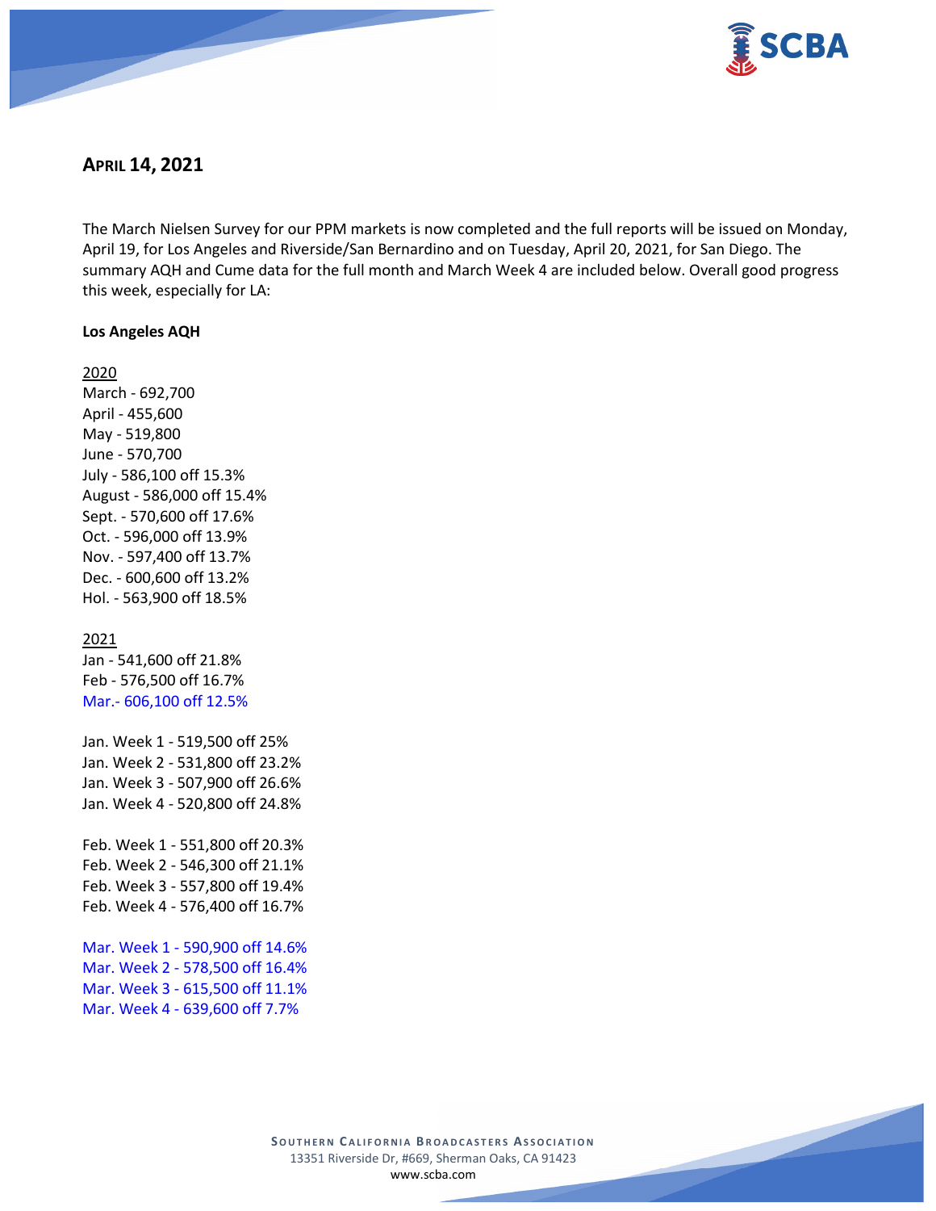## April 14, 2021

The March Nielsen Survey for our PPM markets is now completed and the full reports will be issued on Monday, April 19, for Los Angeles and Riverside/San Bernardino and on Tuesday, April 20, 2021, for San Diego. The summary AQH and Cume data for the full month and March Week 4 are included below. Overall good progress this week, especially for LA:

**Los Angeles AQH**

2020
March - 692,700
April - 455,600
May - 519,800
June - 570,700
July - 586,100 off 15.3%
August - 586,000 off 15.4%
Sept. - 570,600 off 17.6%
Oct. - 596,000 off 13.9%
Nov. - 597,400 off 13.7%
Dec. - 600,600 off 13.2%
Hol. - 563,900 off 18.5%

2021
Jan - 541,600 off 21.8%
Feb - 576,500 off 16.7%
Mar.- 606,100 off 12.5%

Jan. Week 1 - 519,500 off 25%
Jan. Week 2 - 531,800 off 23.2%
Jan. Week 3 - 507,900 off 26.6%
Jan. Week 4 - 520,800 off 24.8%

Feb. Week 1 - 551,800 off 20.3%
Feb. Week 2 - 546,300 off 21.1%
Feb. Week 3 - 557,800 off 19.4%
Feb. Week 4 - 576,400 off 16.7%

Mar. Week 1 - 590,900 off 14.6%
Mar. Week 2 - 578,500 off 16.4%
Mar. Week 3 - 615,500 off 11.1%
Mar. Week 4 - 639,600 off 7.7%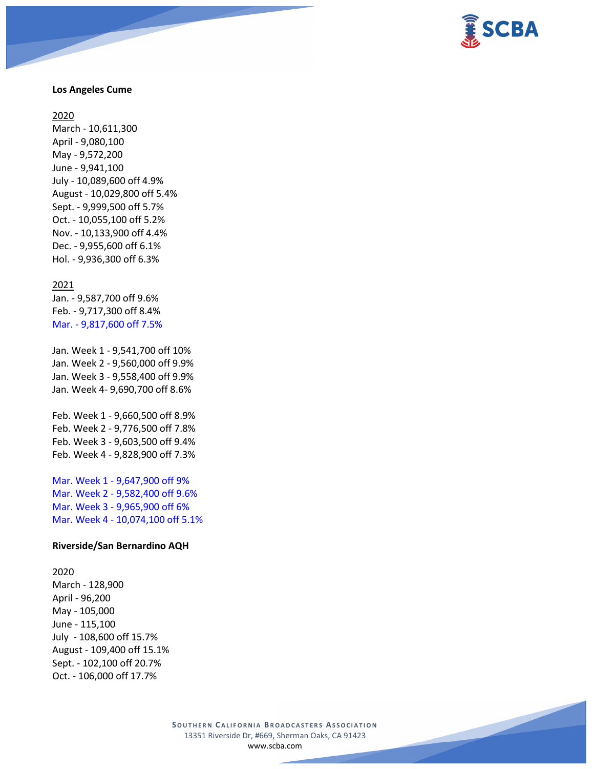**Los Angeles Cume**

2020
March - 10,611,300
April - 9,080,100
May - 9,572,200
June - 9,941,100
July - 10,089,600 off 4.9%
August - 10,029,800 off 5.4%
Sept. - 9,999,500 off 5.7%
Oct. - 10,055,100 off 5.2%
Nov. - 10,133,900 off 4.4%
Dec. - 9,955,600 off 6.1%
Hol. - 9,936,300 off 6.3%

2021
Jan. - 9,587,700 off 9.6%
Feb. - 9,717,300 off 8.4%
Mar. - 9,817,600 off 7.5%

Jan. Week 1 - 9,541,700 off 10%
Jan. Week 2 - 9,560,000 off 9.9%
Jan. Week 3 - 9,558,400 off 9.9%
Jan. Week 4- 9,690,700 off 8.6%

Feb. Week 1 - 9,660,500 off 8.9%
Feb. Week 2 - 9,776,500 off 7.8%
Feb. Week 3 - 9,603,500 off 9.4%
Feb. Week 4 - 9,828,900 off 7.3%

Mar. Week 1 - 9,647,900 off 9%
Mar. Week 2 - 9,582,400 off 9.6%
Mar. Week 3 - 9,965,900 off 6%
Mar. Week 4 - 10,074,100 off 5.1%

**Riverside/San Bernardino AQH**

2020
March - 128,900
April - 96,200
May - 105,000
June - 115,100
July - 108,600 off 15.7%
August - 109,400 off 15.1%
Sept. - 102,100 off 20.7%
Oct. - 106,000 off 17.7%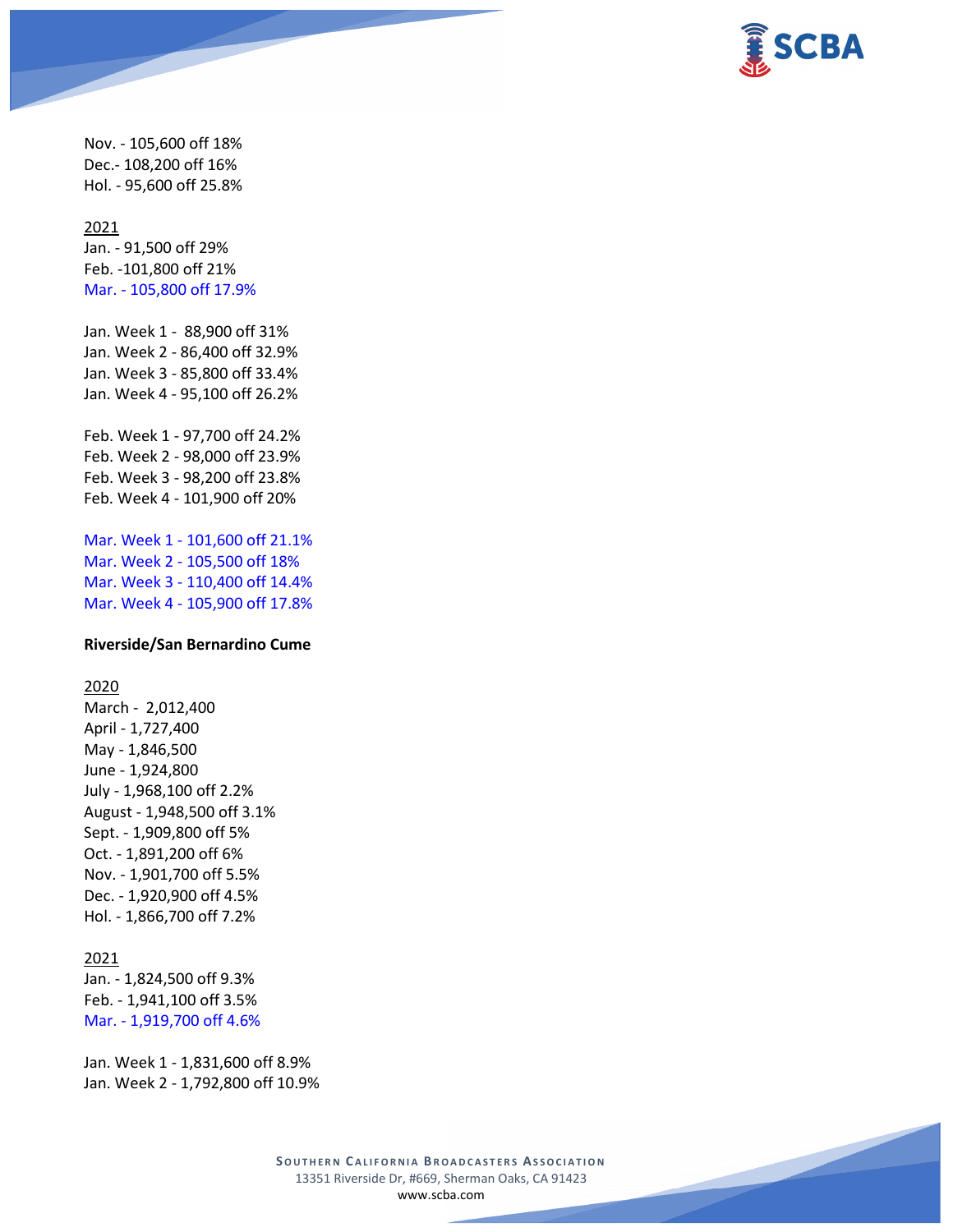Nov. - 105,600 off 18%
Dec.- 108,200 off 16%
Hol. - 95,600 off 25.8%

2021
Jan. - 91,500 off 29%
Feb. -101,800 off 21%
Mar. - 105,800 off 17.9%

Jan. Week 1 - 88,900 off 31%
Jan. Week 2 - 86,400 off 32.9%
Jan. Week 3 - 85,800 off 33.4%
Jan. Week 4 - 95,100 off 26.2%

Feb. Week 1 - 97,700 off 24.2%
Feb. Week 2 - 98,000 off 23.9%
Feb. Week 3 - 98,200 off 23.8%
Feb. Week 4 - 101,900 off 20%

Mar. Week 1 - 101,600 off 21.1%
Mar. Week 2 - 105,500 off 18%
Mar. Week 3 - 110,400 off 14.4%
Mar. Week 4 - 105,900 off 17.8%

**Riverside/San Bernardino Cume**

2020
March - 2,012,400
April - 1,727,400
May - 1,846,500
June - 1,924,800
July - 1,968,100 off 2.2%
August - 1,948,500 off 3.1%
Sept. - 1,909,800 off 5%
Oct. - 1,891,200 off 6%
Nov. - 1,901,700 off 5.5%
Dec. - 1,920,900 off 4.5%
Hol. - 1,866,700 off 7.2%

2021
Jan. - 1,824,500 off 9.3%
Feb. - 1,941,100 off 3.5%
Mar. - 1,919,700 off 4.6%

Jan. Week 1 - 1,831,600 off 8.9%
Jan. Week 2 - 1,792,800 off 10.9%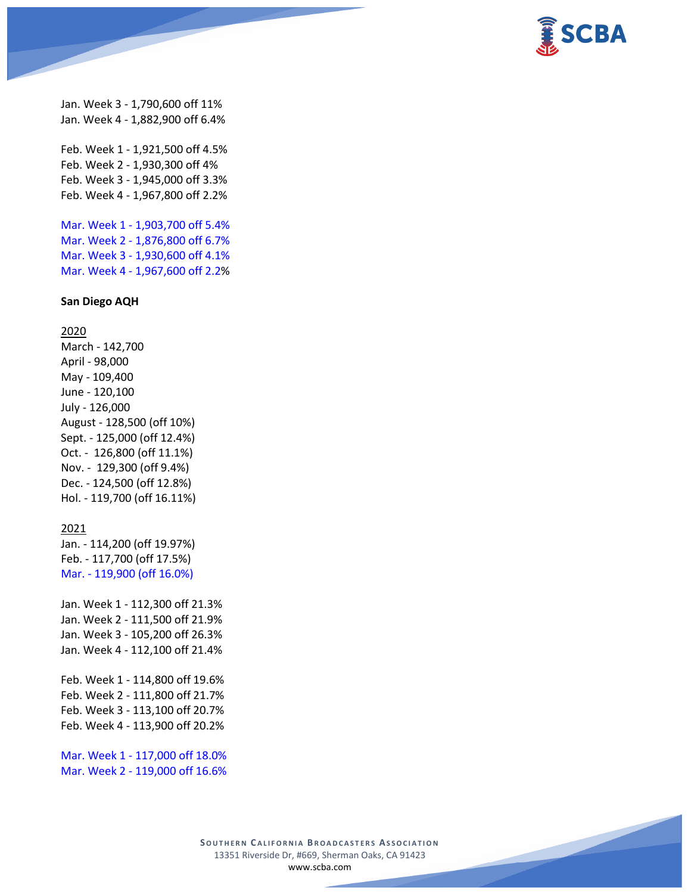Jan. Week 3 - 1,790,600 off 11%
Jan. Week 4 - 1,882,900 off 6.4%

Feb. Week 1 - 1,921,500 off 4.5%
Feb. Week 2 - 1,930,300 off 4%
Feb. Week 3 - 1,945,000 off 3.3%
Feb. Week 4 - 1,967,800 off 2.2%

Mar. Week 1 - 1,903,700 off 5.4%
Mar. Week 2 - 1,876,800 off 6.7%
Mar. Week 3 - 1,930,600 off 4.1%
Mar. Week 4 - 1,967,600 off 2.2%

**San Diego AQH**

2020
March - 142,700
April - 98,000
May - 109,400
June - 120,100
July - 126,000
August - 128,500 (off 10%)
Sept. - 125,000 (off 12.4%)
Oct. - 126,800 (off 11.1%)
Nov. - 129,300 (off 9.4%)
Dec. - 124,500 (off 12.8%)
Hol. - 119,700 (off 16.11%)

2021
Jan. - 114,200 (off 19.97%)
Feb. - 117,700 (off 17.5%)
Mar. - 119,900 (off 16.0%)

Jan. Week 1 - 112,300 off 21.3%
Jan. Week 2 - 111,500 off 21.9%
Jan. Week 3 - 105,200 off 26.3%
Jan. Week 4 - 112,100 off 21.4%

Feb. Week 1 - 114,800 off 19.6%
Feb. Week 2 - 111,800 off 21.7%
Feb. Week 3 - 113,100 off 20.7%
Feb. Week 4 - 113,900 off 20.2%

Mar. Week 1 - 117,000 off 18.0%
Mar. Week 2 - 119,000 off 16.6%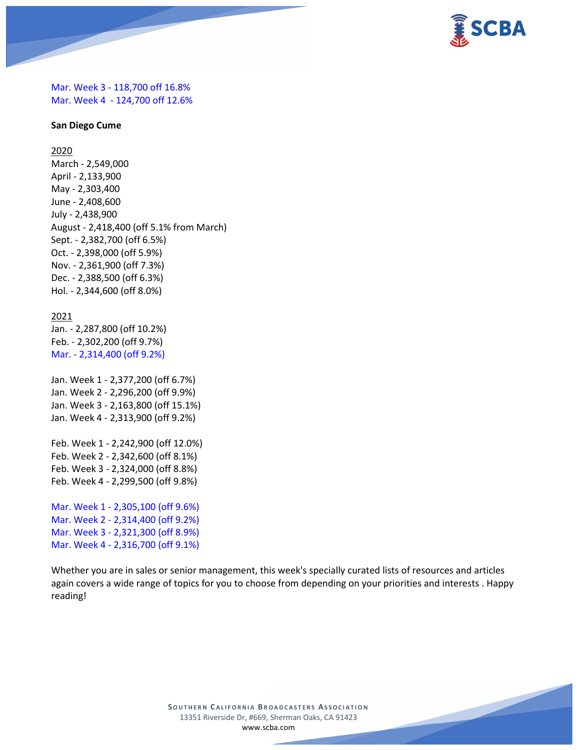Mar. Week 3 - 118,700 off 16.8%
Mar. Week 4 - 124,700 off 12.6%

**San Diego Cume**

2020
March - 2,549,000
April - 2,133,900
May - 2,303,400
June - 2,408,600
July - 2,438,900
August - 2,418,400 (off 5.1% from March)
Sept. - 2,382,700 (off 6.5%)
Oct. - 2,398,000 (off 5.9%)
Nov. - 2,361,900 (off 7.3%)
Dec. - 2,388,500 (off 6.3%)
Hol. - 2,344,600 (off 8.0%)

2021
Jan. - 2,287,800 (off 10.2%)
Feb. - 2,302,200 (off 9.7%)
Mar. - 2,314,400 (off 9.2%)

Jan. Week 1 - 2,377,200 (off 6.7%)
Jan. Week 2 - 2,296,200 (off 9.9%)
Jan. Week 3 - 2,163,800 (off 15.1%)
Jan. Week 4 - 2,313,900 (off 9.2%)

Feb. Week 1 - 2,242,900 (off 12.0%)
Feb. Week 2 - 2,342,600 (off 8.1%)
Feb. Week 3 - 2,324,000 (off 8.8%)
Feb. Week 4 - 2,299,500 (off 9.8%)

Mar. Week 1 - 2,305,100 (off 9.6%)
Mar. Week 2 - 2,314,400 (off 9.2%)
Mar. Week 3 - 2,321,300 (off 8.9%)
Mar. Week 4 - 2,316,700 (off 9.1%)

Whether you are in sales or senior management, this week's specially curated lists of resources and articles again covers a wide range of topics for you to choose from depending on your priorities and interests . Happy reading!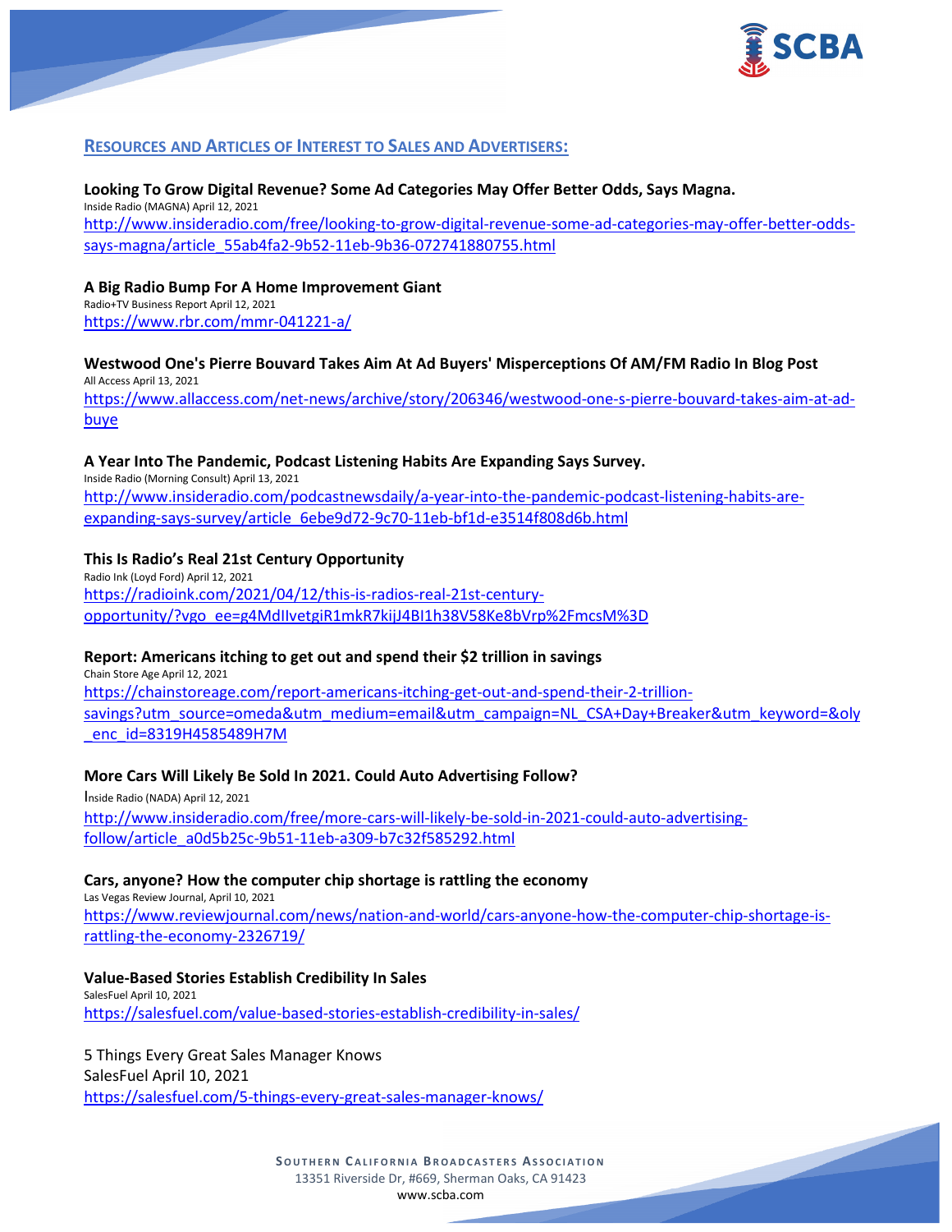## RESOURCES AND ARTICLES OF INTEREST TO SALES AND ADVERTISERS:

**Looking To Grow Digital Revenue? Some Ad Categories May Offer Better Odds, Says Magna.**
Inside Radio (MAGNA) April 12, 2021
http://www.insideradio.com/free/looking-to-grow-digital-revenue-some-ad-categories-may-offer-better-odds-says-magna/article_55ab4fa2-9b52-11eb-9b36-072741880755.html

**A Big Radio Bump For A Home Improvement Giant**
Radio+TV Business Report April 12, 2021
https://www.rbr.com/mmr-041221-a/

**Westwood One's Pierre Bouvard Takes Aim At Ad Buyers' Misperceptions Of AM/FM Radio In Blog Post**
All Access April 13, 2021
https://www.allaccess.com/net-news/archive/story/206346/westwood-one-s-pierre-bouvard-takes-aim-at-ad-buye

**A Year Into The Pandemic, Podcast Listening Habits Are Expanding Says Survey.**
Inside Radio (Morning Consult) April 13, 2021
http://www.insideradio.com/podcastnewsdaily/a-year-into-the-pandemic-podcast-listening-habits-are-expanding-says-survey/article_6ebe9d72-9c70-11eb-bf1d-e3514f808d6b.html

**This Is Radio's Real 21st Century Opportunity**
Radio Ink (Loyd Ford) April 12, 2021
https://radioink.com/2021/04/12/this-is-radios-real-21st-century-opportunity/?vgo_ee=g4MdIlvetgiR1mkR7kijJ4BI1h38V58Ke8bVrp%2FmcsM%3D

**Report: Americans itching to get out and spend their $2 trillion in savings**
Chain Store Age April 12, 2021
https://chainstoreage.com/report-americans-itching-get-out-and-spend-their-2-trillion-savings?utm_source=omeda&utm_medium=email&utm_campaign=NL_CSA+Day+Breaker&utm_keyword=&oly_enc_id=8319H4585489H7M

**More Cars Will Likely Be Sold In 2021. Could Auto Advertising Follow?**
Inside Radio (NADA) April 12, 2021
http://www.insideradio.com/free/more-cars-will-likely-be-sold-in-2021-could-auto-advertising-follow/article_a0d5b25c-9b51-11eb-a309-b7c32f585292.html

**Cars, anyone? How the computer chip shortage is rattling the economy**
Las Vegas Review Journal, April 10, 2021
https://www.reviewjournal.com/news/nation-and-world/cars-anyone-how-the-computer-chip-shortage-is-rattling-the-economy-2326719/

**Value-Based Stories Establish Credibility In Sales**
SalesFuel April 10, 2021
https://salesfuel.com/value-based-stories-establish-credibility-in-sales/

5 Things Every Great Sales Manager Knows
SalesFuel April 10, 2021
https://salesfuel.com/5-things-every-great-sales-manager-knows/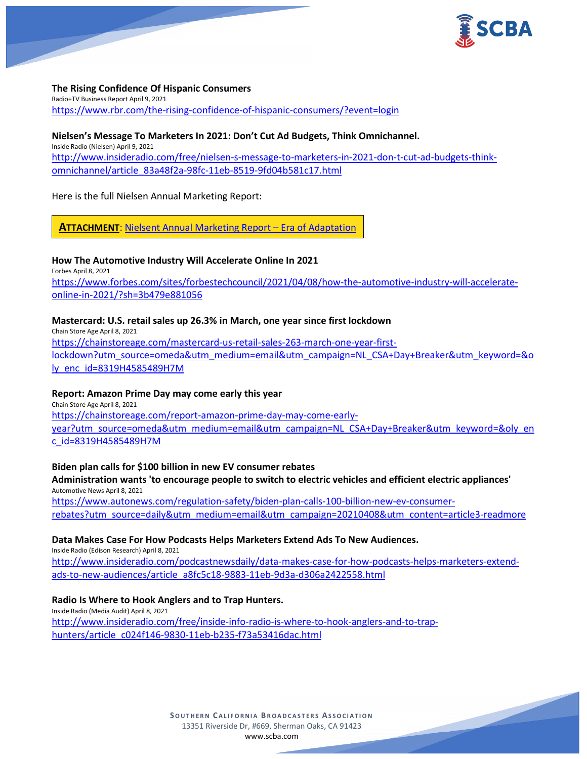**The Rising Confidence Of Hispanic Consumers**

Radio+TV Business Report April 9, 2021

https://www.rbr.com/the-rising-confidence-of-hispanic-consumers/?event=login

**Nielsen's Message To Marketers In 2021: Don't Cut Ad Budgets, Think Omnichannel.**

Inside Radio (Nielsen) April 9, 2021

http://www.insideradio.com/free/nielsen-s-message-to-marketers-in-2021-don-t-cut-ad-budgets-think-omnichannel/article_83a48f2a-98fc-11eb-8519-9fd04b581c17.html

Here is the full Nielsen Annual Marketing Report:

**ATTACHMENT**: Nielsent Annual Marketing Report – Era of Adaptation

**How The Automotive Industry Will Accelerate Online In 2021**

Forbes April 8, 2021

https://www.forbes.com/sites/forbestechcouncil/2021/04/08/how-the-automotive-industry-will-accelerate-online-in-2021/?sh=3b479e881056

**Mastercard: U.S. retail sales up 26.3% in March, one year since first lockdown**

Chain Store Age April 8, 2021

https://chainstoreage.com/mastercard-us-retail-sales-263-march-one-year-first-lockdown?utm_source=omeda&utm_medium=email&utm_campaign=NL_CSA+Day+Breaker&utm_keyword=&oly_enc_id=8319H4585489H7M

**Report: Amazon Prime Day may come early this year**

Chain Store Age April 8, 2021

https://chainstoreage.com/report-amazon-prime-day-may-come-early-year?utm_source=omeda&utm_medium=email&utm_campaign=NL_CSA+Day+Breaker&utm_keyword=&oly_enc_id=8319H4585489H7M

**Biden plan calls for $100 billion in new EV consumer rebates**
**Administration wants 'to encourage people to switch to electric vehicles and efficient electric appliances'**

Automotive News April 8, 2021

https://www.autonews.com/regulation-safety/biden-plan-calls-100-billion-new-ev-consumer-rebates?utm_source=daily&utm_medium=email&utm_campaign=20210408&utm_content=article3-readmore

**Data Makes Case For How Podcasts Helps Marketers Extend Ads To New Audiences.**

Inside Radio (Edison Research) April 8, 2021

http://www.insideradio.com/podcastnewsdaily/data-makes-case-for-how-podcasts-helps-marketers-extend-ads-to-new-audiences/article_a8fc5c18-9883-11eb-9d3a-d306a2422558.html

**Radio Is Where to Hook Anglers and to Trap Hunters.**

Inside Radio (Media Audit) April 8, 2021

http://www.insideradio.com/free/inside-info-radio-is-where-to-hook-anglers-and-to-trap-hunters/article_c024f146-9830-11eb-b235-f73a53416dac.html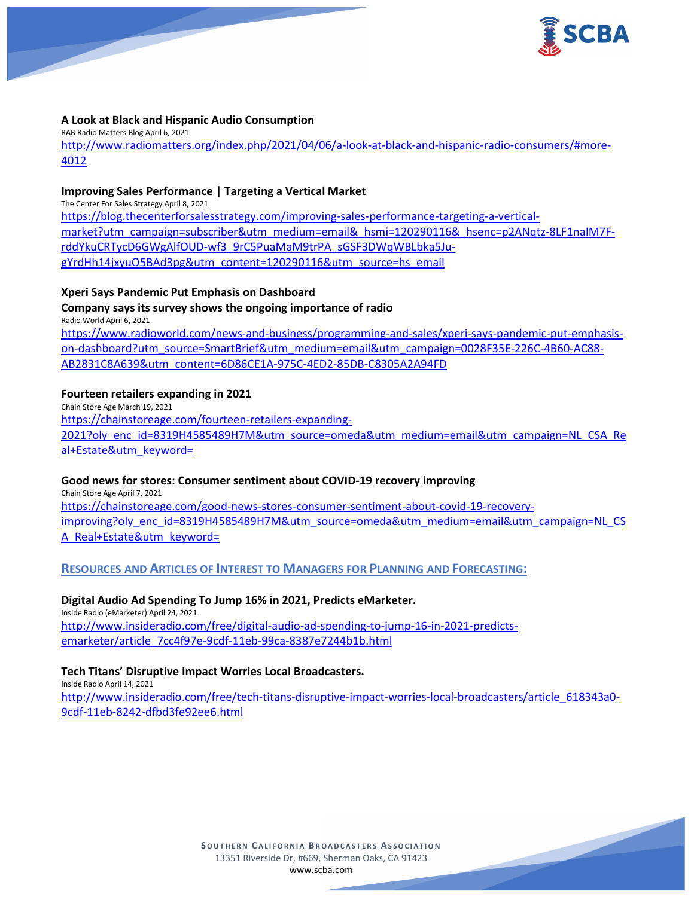**A Look at Black and Hispanic Audio Consumption**

RAB Radio Matters Blog April 6, 2021

http://www.radiomatters.org/index.php/2021/04/06/a-look-at-black-and-hispanic-radio-consumers/#more-4012

**Improving Sales Performance | Targeting a Vertical Market**

The Center For Sales Strategy April 8, 2021

https://blog.thecenterforsalesstrategy.com/improving-sales-performance-targeting-a-vertical-market?utm_campaign=subscriber&utm_medium=email&_hsmi=120290116&_hsenc=p2ANqtz-8LF1naIM7F-rddYkuCRTycD6GWgAlfOUD-wf3_9rC5PuaMaM9trPA_sGSF3DWqWBLbka5Ju-gYrdHh14jxyuO5BAd3pg&utm_content=120290116&utm_source=hs_email

**Xperi Says Pandemic Put Emphasis on Dashboard**

**Company says its survey shows the ongoing importance of radio**

Radio World April 6, 2021

https://www.radioworld.com/news-and-business/programming-and-sales/xperi-says-pandemic-put-emphasis-on-dashboard?utm_source=SmartBrief&utm_medium=email&utm_campaign=0028F35E-226C-4B60-AC88-AB2831C8A639&utm_content=6D86CE1A-975C-4ED2-85DB-C8305A2A94FD

**Fourteen retailers expanding in 2021**

Chain Store Age March 19, 2021

https://chainstoreage.com/fourteen-retailers-expanding-2021?oly_enc_id=8319H4585489H7M&utm_source=omeda&utm_medium=email&utm_campaign=NL_CSA_Real+Estate&utm_keyword=

**Good news for stores: Consumer sentiment about COVID-19 recovery improving**

Chain Store Age April 7, 2021

https://chainstoreage.com/good-news-stores-consumer-sentiment-about-covid-19-recovery-improving?oly_enc_id=8319H4585489H7M&utm_source=omeda&utm_medium=email&utm_campaign=NL_CSA_Real+Estate&utm_keyword=

## RESOURCES AND ARTICLES OF INTEREST TO MANAGERS FOR PLANNING AND FORECASTING:

**Digital Audio Ad Spending To Jump 16% in 2021, Predicts eMarketer.**

Inside Radio (eMarketer) April 24, 2021

http://www.insideradio.com/free/digital-audio-ad-spending-to-jump-16-in-2021-predicts-emarketer/article_7cc4f97e-9cdf-11eb-99ca-8387e7244b1b.html

**Tech Titans' Disruptive Impact Worries Local Broadcasters.**

Inside Radio April 14, 2021

http://www.insideradio.com/free/tech-titans-disruptive-impact-worries-local-broadcasters/article_618343a0-9cdf-11eb-8242-dfbd3fe92ee6.html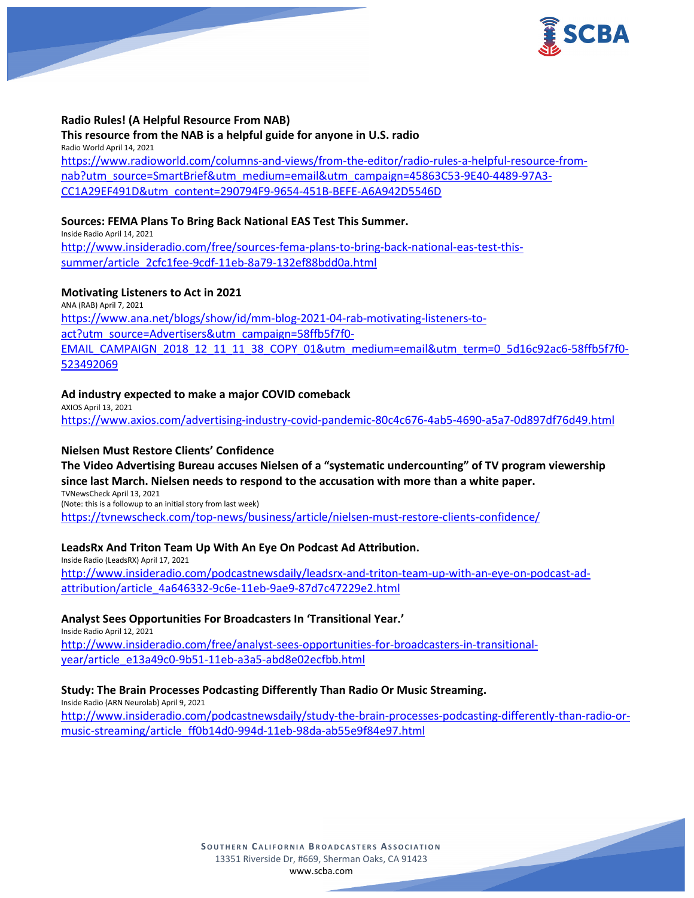**Radio Rules! (A Helpful Resource From NAB)**

**This resource from the NAB is a helpful guide for anyone in U.S. radio**

Radio World April 14, 2021

https://www.radioworld.com/columns-and-views/from-the-editor/radio-rules-a-helpful-resource-from-nab?utm_source=SmartBrief&utm_medium=email&utm_campaign=45863C53-9E40-4489-97A3-CC1A29EF491D&utm_content=290794F9-9654-451B-BEFE-A6A942D5546D

**Sources: FEMA Plans To Bring Back National EAS Test This Summer.**

Inside Radio April 14, 2021

http://www.insideradio.com/free/sources-fema-plans-to-bring-back-national-eas-test-this-summer/article_2cfc1fee-9cdf-11eb-8a79-132ef88bdd0a.html

**Motivating Listeners to Act in 2021**

ANA (RAB) April 7, 2021

https://www.ana.net/blogs/show/id/mm-blog-2021-04-rab-motivating-listeners-to-act?utm_source=Advertisers&utm_campaign=58ffb5f7f0-EMAIL_CAMPAIGN_2018_12_11_11_38_COPY_01&utm_medium=email&utm_term=0_5d16c92ac6-58ffb5f7f0-523492069

**Ad industry expected to make a major COVID comeback**

AXIOS April 13, 2021

https://www.axios.com/advertising-industry-covid-pandemic-80c4c676-4ab5-4690-a5a7-0d897df76d49.html

**Nielsen Must Restore Clients' Confidence**

**The Video Advertising Bureau accuses Nielsen of a "systematic undercounting" of TV program viewership since last March. Nielsen needs to respond to the accusation with more than a white paper.**

TVNewsCheck April 13, 2021

(Note: this is a followup to an initial story from last week)

https://tvnewscheck.com/top-news/business/article/nielsen-must-restore-clients-confidence/

**LeadsRx And Triton Team Up With An Eye On Podcast Ad Attribution.**

Inside Radio (LeadsRX) April 17, 2021

http://www.insideradio.com/podcastnewsdaily/leadsrx-and-triton-team-up-with-an-eye-on-podcast-ad-attribution/article_4a646332-9c6e-11eb-9ae9-87d7c47229e2.html

**Analyst Sees Opportunities For Broadcasters In 'Transitional Year.'**

Inside Radio April 12, 2021

http://www.insideradio.com/free/analyst-sees-opportunities-for-broadcasters-in-transitional-year/article_e13a49c0-9b51-11eb-a3a5-abd8e02ecfbb.html

**Study: The Brain Processes Podcasting Differently Than Radio Or Music Streaming.**

Inside Radio (ARN Neurolab) April 9, 2021

http://www.insideradio.com/podcastnewsdaily/study-the-brain-processes-podcasting-differently-than-radio-or-music-streaming/article_ff0b14d0-994d-11eb-98da-ab55e9f84e97.html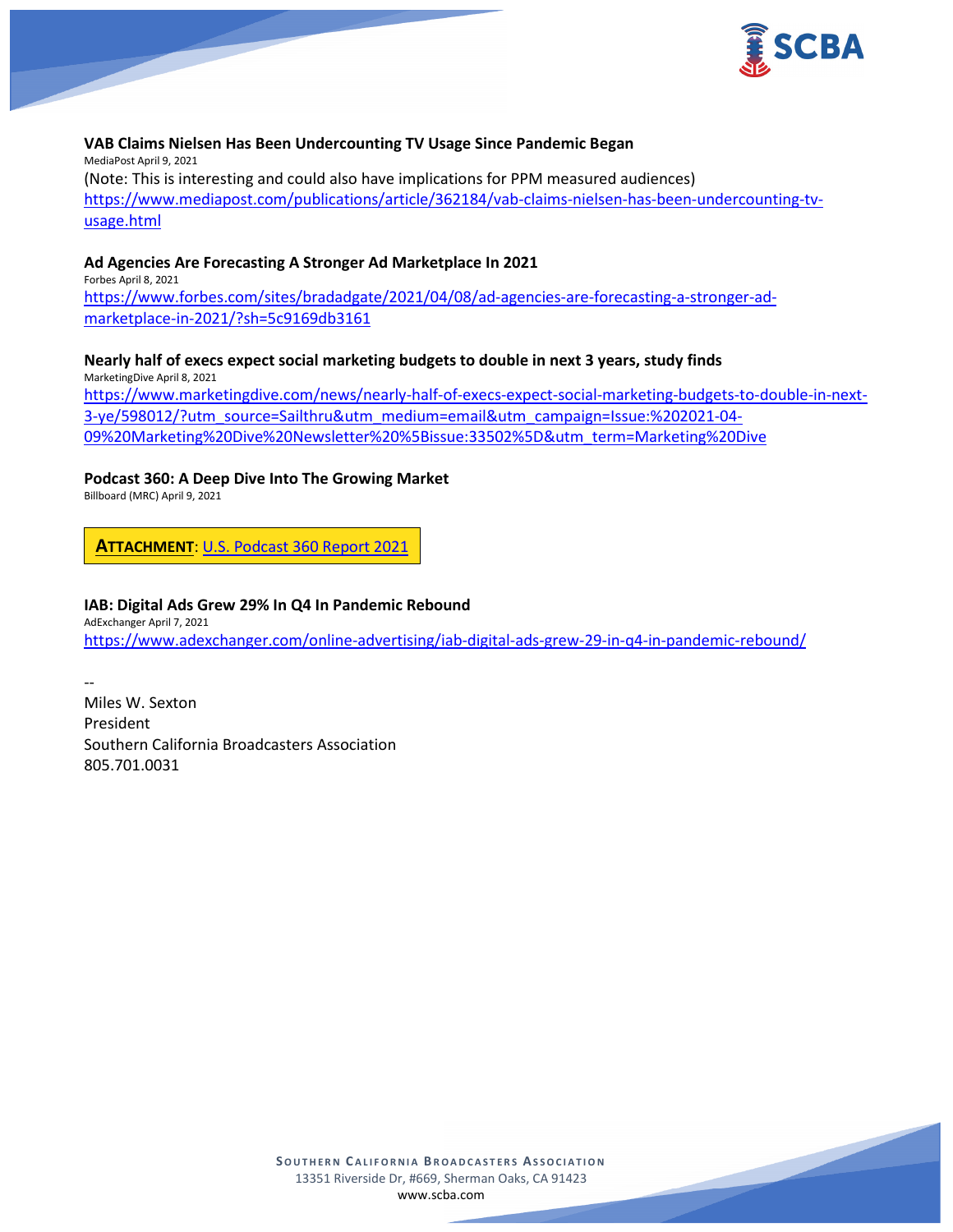**VAB Claims Nielsen Has Been Undercounting TV Usage Since Pandemic Began**
MediaPost April 9, 2021
(Note: This is interesting and could also have implications for PPM measured audiences)
https://www.mediapost.com/publications/article/362184/vab-claims-nielsen-has-been-undercounting-tv-usage.html

**Ad Agencies Are Forecasting A Stronger Ad Marketplace In 2021**
Forbes April 8, 2021
https://www.forbes.com/sites/bradadgate/2021/04/08/ad-agencies-are-forecasting-a-stronger-ad-marketplace-in-2021/?sh=5c9169db3161

**Nearly half of execs expect social marketing budgets to double in next 3 years, study finds**
MarketingDive April 8, 2021
https://www.marketingdive.com/news/nearly-half-of-execs-expect-social-marketing-budgets-to-double-in-next-3-ye/598012/?utm_source=Sailthru&utm_medium=email&utm_campaign=Issue:%202021-04-09%20Marketing%20Dive%20Newsletter%20%5Bissue:33502%5D&utm_term=Marketing%20Dive

**Podcast 360: A Deep Dive Into The Growing Market**
Billboard (MRC) April 9, 2021

**ATTACHMENT**: U.S. Podcast 360 Report 2021

**IAB: Digital Ads Grew 29% In Q4 In Pandemic Rebound**
AdExchanger April 7, 2021
https://www.adexchanger.com/online-advertising/iab-digital-ads-grew-29-in-q4-in-pandemic-rebound/

--
Miles W. Sexton
President
Southern California Broadcasters Association
805.701.0031